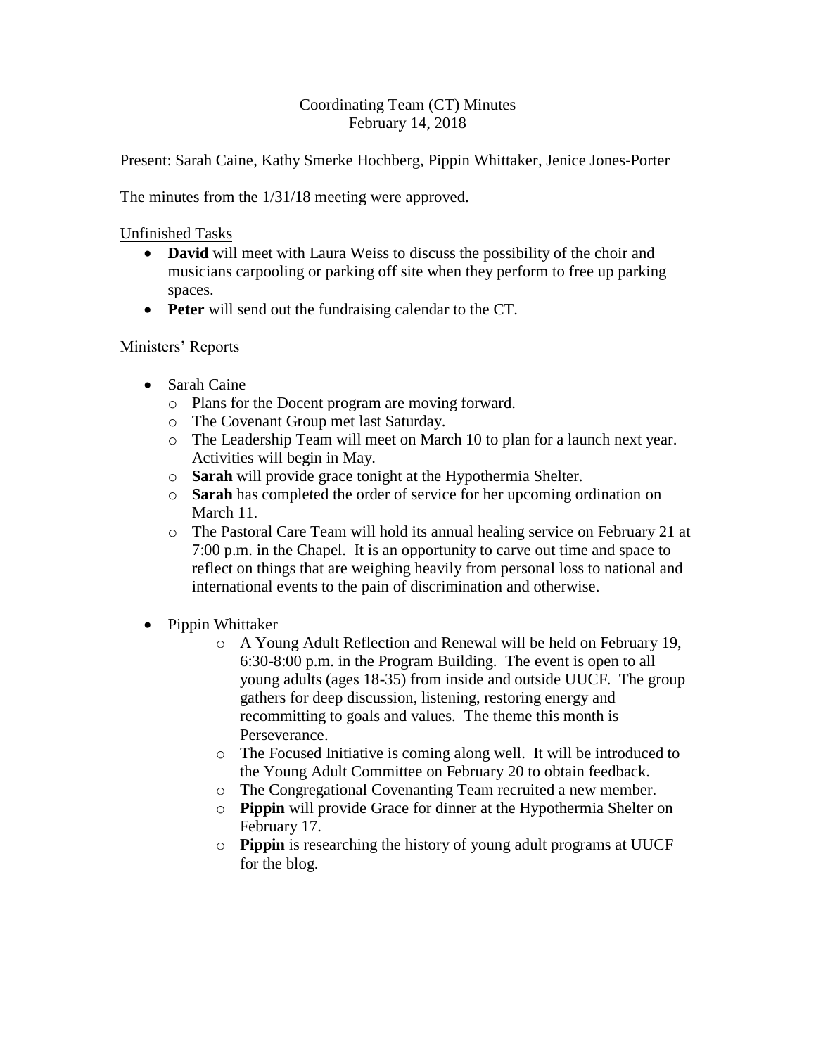# Coordinating Team (CT) Minutes
February 14, 2018

Present: Sarah Caine, Kathy Smerke Hochberg, Pippin Whittaker, Jenice Jones-Porter

The minutes from the 1/31/18 meeting were approved.

## Unfinished Tasks

- **David** will meet with Laura Weiss to discuss the possibility of the choir and musicians carpooling or parking off site when they perform to free up parking spaces.
- **Peter** will send out the fundraising calendar to the CT.

## Ministers' Reports

- Sarah Caine
  - Plans for the Docent program are moving forward.
  - The Covenant Group met last Saturday.
  - The Leadership Team will meet on March 10 to plan for a launch next year. Activities will begin in May.
  - **Sarah** will provide grace tonight at the Hypothermia Shelter.
  - **Sarah** has completed the order of service for her upcoming ordination on March 11.
  - The Pastoral Care Team will hold its annual healing service on February 21 at 7:00 p.m. in the Chapel. It is an opportunity to carve out time and space to reflect on things that are weighing heavily from personal loss to national and international events to the pain of discrimination and otherwise.

- Pippin Whittaker
  - A Young Adult Reflection and Renewal will be held on February 19, 6:30-8:00 p.m. in the Program Building. The event is open to all young adults (ages 18-35) from inside and outside UUCF. The group gathers for deep discussion, listening, restoring energy and recommitting to goals and values. The theme this month is Perseverance.
  - The Focused Initiative is coming along well. It will be introduced to the Young Adult Committee on February 20 to obtain feedback.
  - The Congregational Covenanting Team recruited a new member.
  - **Pippin** will provide Grace for dinner at the Hypothermia Shelter on February 17.
  - **Pippin** is researching the history of young adult programs at UUCF for the blog.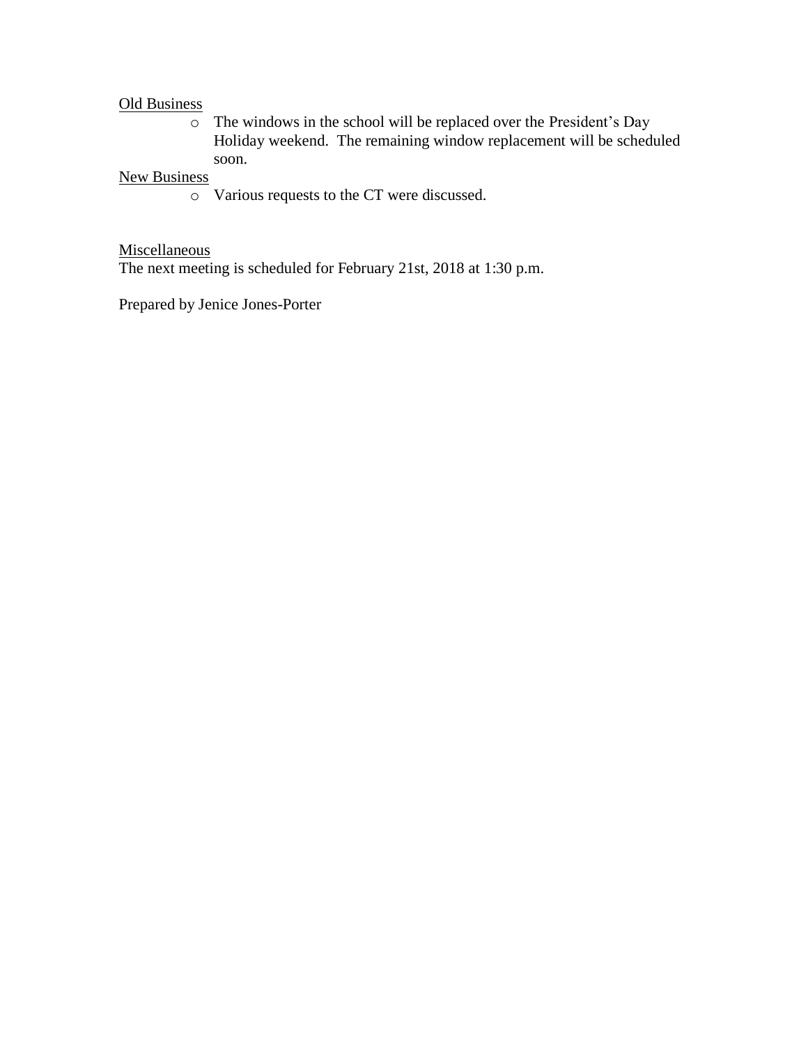Old Business

- The windows in the school will be replaced over the President's Day Holiday weekend.  The remaining window replacement will be scheduled soon.

New Business

- Various requests to the CT were discussed.

Miscellaneous

The next meeting is scheduled for February 21st, 2018 at 1:30 p.m.

Prepared by Jenice Jones-Porter